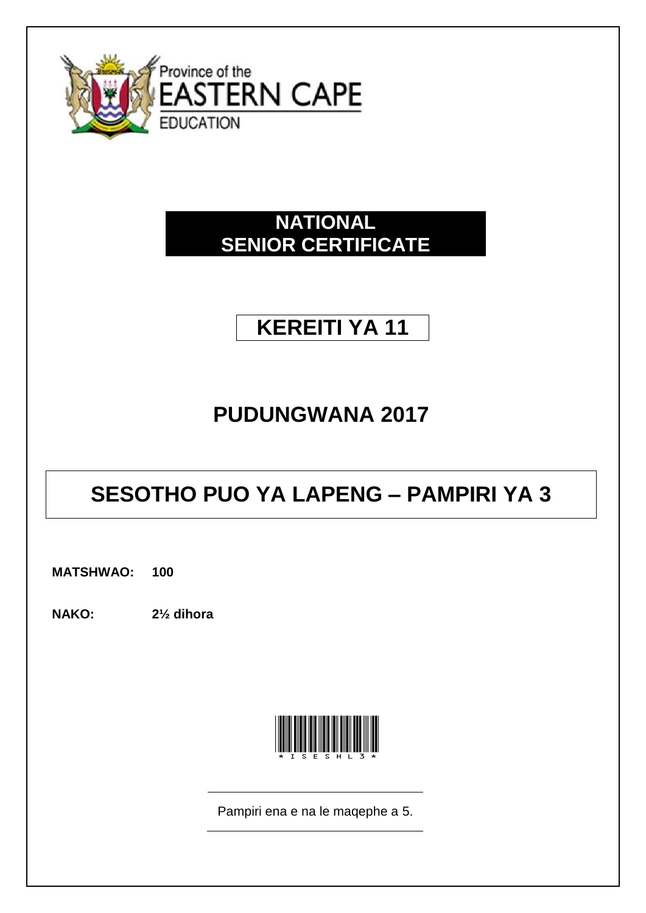Province of the
EASTERN CAPE
EDUCATION

# NATIONAL SENIOR CERTIFICATE

# KEREITI YA 11

## PUDUNGWANA 2017

# SESOTHO PUO YA LAPENG – PAMPIRI YA 3

**MATSHWAO:** **100**

**NAKO:** **2½ dihora**

*ISESHL3*

Pampiri ena e na le maqephe a 5.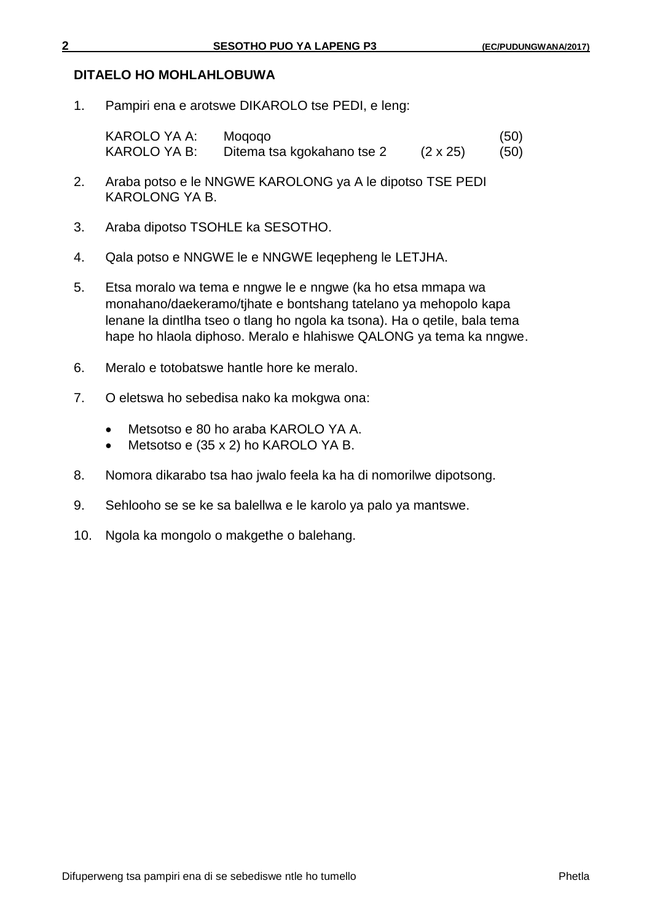**DITAELO HO MOHLAHLOBUWA**

1. Pampiri ena e arotswe DIKAROLO tse PEDI, e leng:

| | | | |
|---|---|---|---|
| KAROLO YA A: | Moqoqo | | (50) |
| KAROLO YA B: | Ditema tsa kgokahano tse 2 | (2 x 25) | (50) |

2. Araba potso e le NNGWE KAROLONG ya A le dipotso TSE PEDI KAROLONG YA B.

3. Araba dipotso TSOHLE ka SESOTHO.

4. Qala potso e NNGWE le e NNGWE leqepheng le LETJHA.

5. Etsa moralo wa tema e nngwe le e nngwe (ka ho etsa mmapa wa monahano/daekeramo/tjhate e bontshang tatelano ya mehopolo kapa lenane la dintlha tseo o tlang ho ngola ka tsona). Ha o qetile, bala tema hape ho hlaola diphoso. Meralo e hlahiswe QALONG ya tema ka nngwe.

6. Meralo e totobatswe hantle hore ke meralo.

7. O eletswa ho sebedisa nako ka mokgwa ona:

   - Metsotso e 80 ho araba KAROLO YA A.
   - Metsotso e (35 x 2) ho KAROLO YA B.

8. Nomora dikarabo tsa hao jwalo feela ka ha di nomorilwe dipotsong.

9. Sehlooho se se ke sa balellwa e le karolo ya palo ya mantswe.

10. Ngola ka mongolo o makgethe o balehang.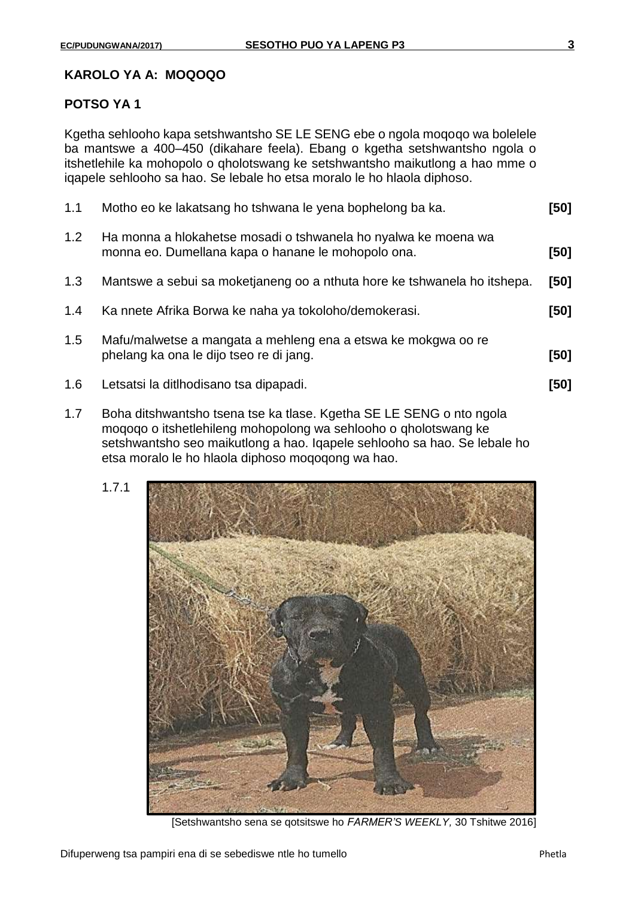## KAROLO YA A: MOQOQO

### POTSO YA 1

Kgetha sehlooho kapa setshwantsho SE LE SENG ebe o ngola moqoqo wa bolelele ba mantswe a 400–450 (dikahare feela). Ebang o kgetha setshwantsho ngola o itshetlehile ka mohopolo o qholotswang ke setshwantsho maikutlong a hao mme o iqapele sehlooho sa hao. Se lebale ho etsa moralo le ho hlaola diphoso.

1.1 Motho eo ke lakatsang ho tshwana le yena bophelong ba ka. **[50]**

1.2 Ha monna a hlokahetse mosadi o tshwanela ho nyalwa ke moena wa monna eo. Dumellana kapa o hanane le mohopolo ona. **[50]**

1.3 Mantswe a sebui sa moketjaneng oo a nthuta hore ke tshwanela ho itshepa. **[50]**

1.4 Ka nnete Afrika Borwa ke naha ya tokoloho/demokerasi. **[50]**

1.5 Mafu/malwetse a mangata a mehleng ena a etswa ke mokgwa oo re phelang ka ona le dijo tseo re di jang. **[50]**

1.6 Letsatsi la ditlhodisano tsa dipapadi. **[50]**

1.7 Boha ditshwantsho tsena tse ka tlase. Kgetha SE LE SENG o nto ngola moqoqo o itshetlehileng mohopolong wa sehlooho o qholotswang ke setshwantsho seo maikutlong a hao. Iqapele sehlooho sa hao. Se lebale ho etsa moralo le ho hlaola diphoso moqoqong wa hao.

1.7.1

[Setshwantsho sena se qotsitswe ho *FARMER'S WEEKLY,* 30 Tshitwe 2016]

Difuperweng tsa pampiri ena di se sebediswe ntle ho tumello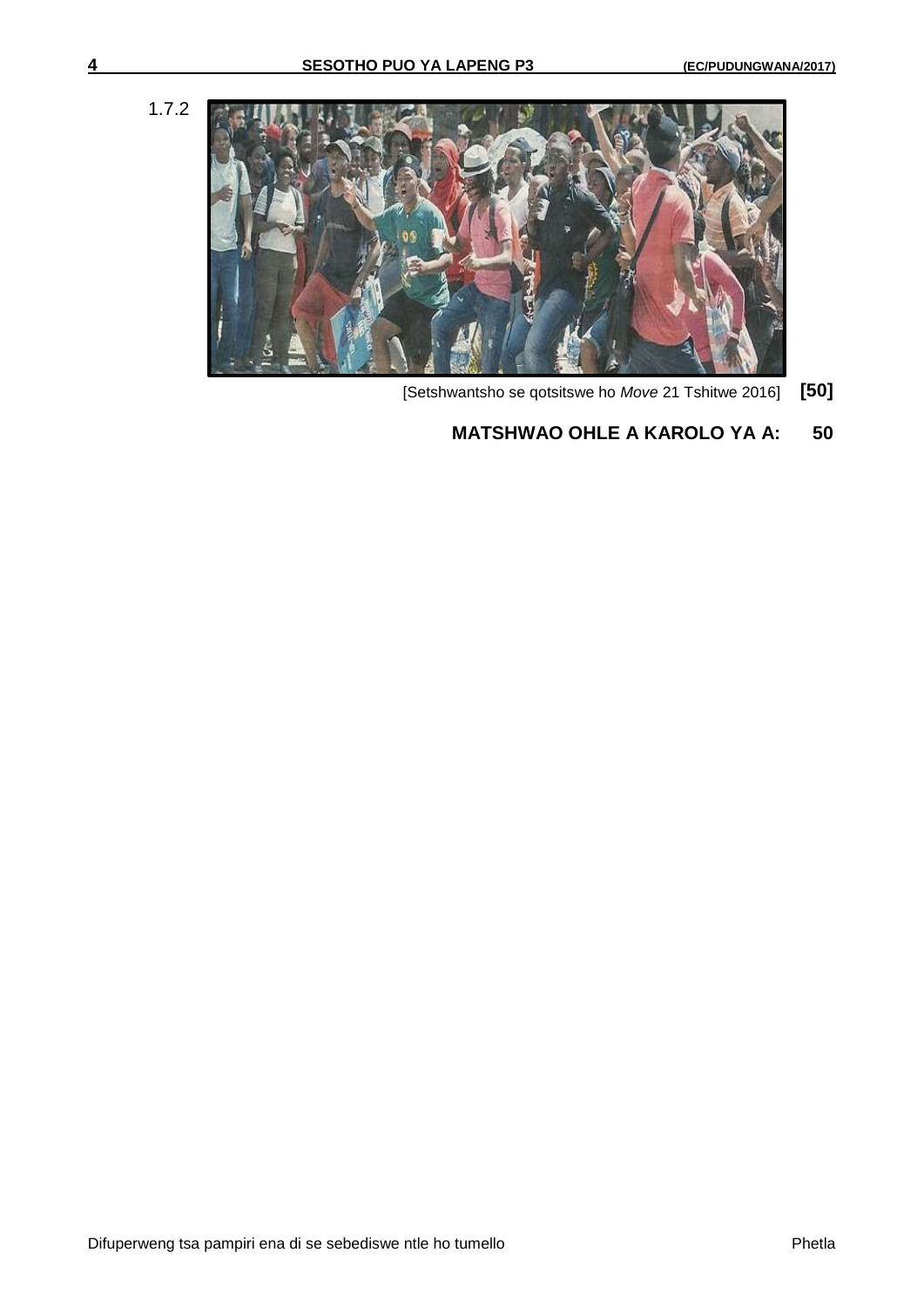1.7.2

[Setshwantsho se qotsitswe ho *Move* 21 Tshitwe 2016] **[50]**

**MATSHWAO OHLE A KAROLO YA A: 50**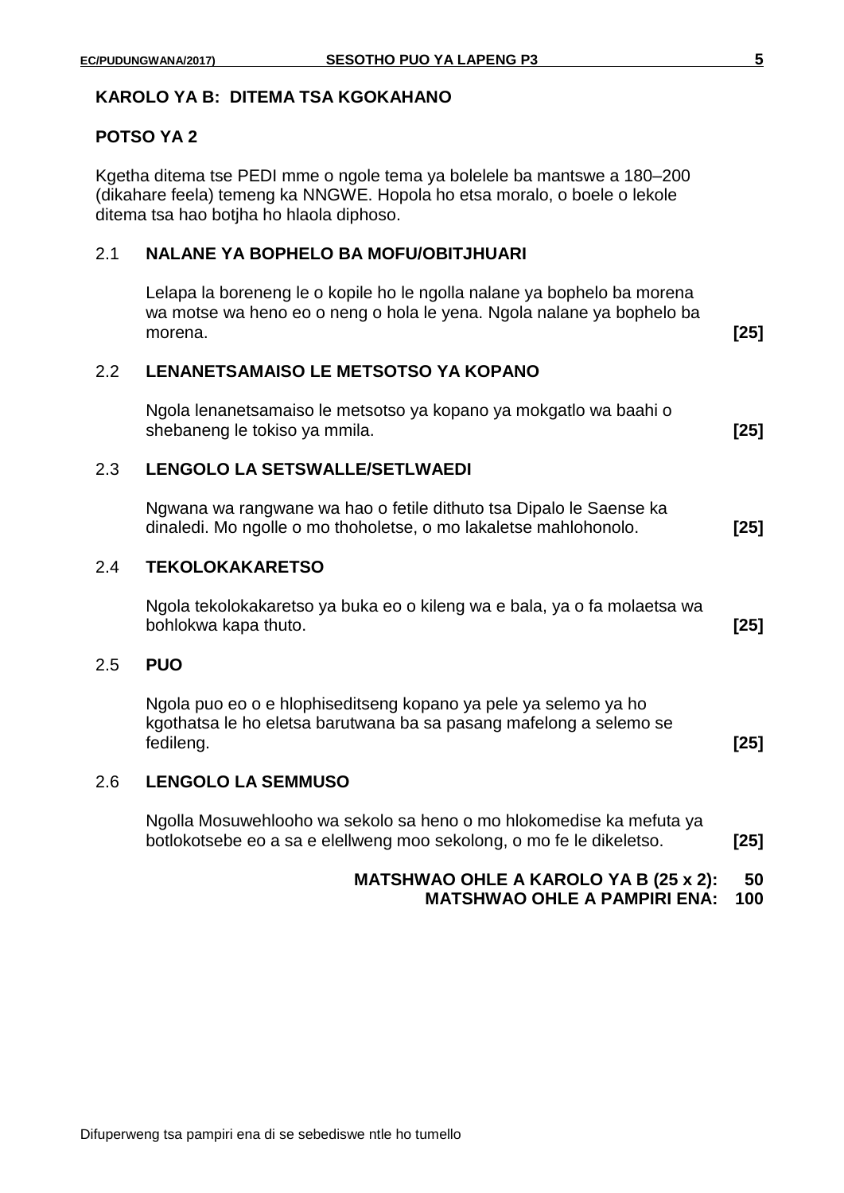## KAROLO YA B: DITEMA TSA KGOKAHANO

### POTSO YA 2

Kgetha ditema tse PEDI mme o ngole tema ya bolelele ba mantswe a 180–200 (dikahare feela) temeng ka NNGWE. Hopola ho etsa moralo, o boele o lekole ditema tsa hao botjha ho hlaola diphoso.

2.1 **NALANE YA BOPHELO BA MOFU/OBITJHUARI**

Lelapa la boreneng le o kopile ho le ngolla nalane ya bophelo ba morena wa motse wa heno eo o neng o hola le yena. Ngola nalane ya bophelo ba morena. **[25]**

2.2 **LENANETSAMAISO LE METSOTSO YA KOPANO**

Ngola lenanetsamaiso le metsotso ya kopano ya mokgatlo wa baahi o shebaneng le tokiso ya mmila. **[25]**

2.3 **LENGOLO LA SETSWALLE/SETLWAEDI**

Ngwana wa rangwane wa hao o fetile dithuto tsa Dipalo le Saense ka dinaledi. Mo ngolle o mo thoholetse, o mo lakaletse mahlohonolo. **[25]**

2.4 **TEKOLOKAKARETSO**

Ngola tekolokakaretso ya buka eo o kileng wa e bala, ya o fa molaetsa wa bohlokwa kapa thuto. **[25]**

2.5 **PUO**

Ngola puo eo o e hlophiseditseng kopano ya pele ya selemo ya ho kgothatsa le ho eletsa barutwana ba sa pasang mafelong a selemo se fedileng. **[25]**

2.6 **LENGOLO LA SEMMUSO**

Ngolla Mosuwehlooho wa sekolo sa heno o mo hlokomedise ka mefuta ya botlokotsebe eo a sa e elellweng moo sekolong, o mo fe le dikeletso. **[25]**

**MATSHWAO OHLE A KAROLO YA B (25 x 2): 50**
**MATSHWAO OHLE A PAMPIRI ENA: 100**

Difuperweng tsa pampiri ena di se sebediswe ntle ho tumello